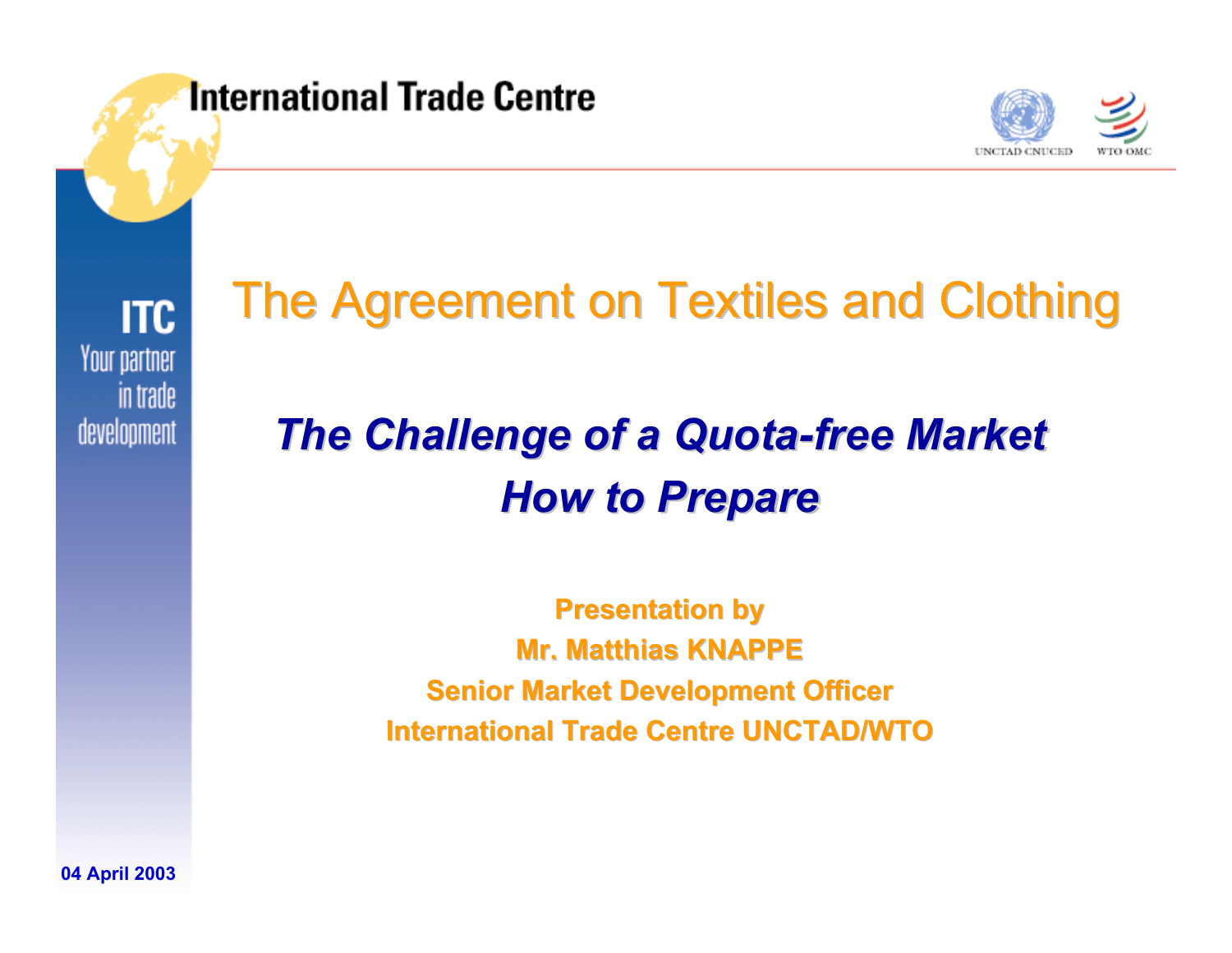International Trade Centre

ITC
Your partner in trade development

# The Agreement on Textiles and Clothing

## *The Challenge of a Quota-free Market*
## *How to Prepare*

**Presentation by**
**Mr. Matthias KNAPPE**
**Senior Market Development Officer**
**International Trade Centre UNCTAD/WTO**

**04 April 2003**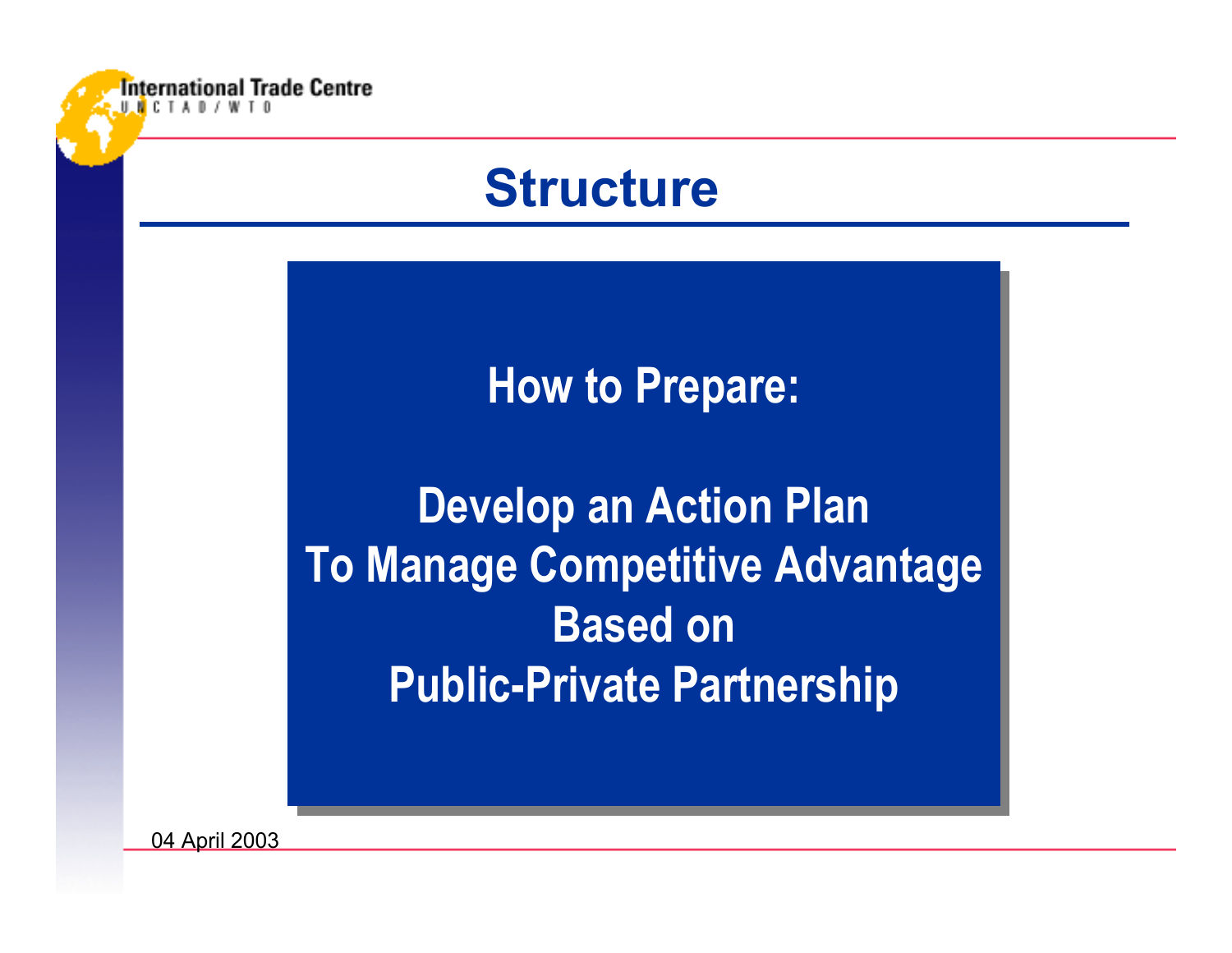# Structure

**How to Prepare:**

**Develop an Action Plan**
**To Manage Competitive Advantage**
**Based on**
**Public-Private Partnership**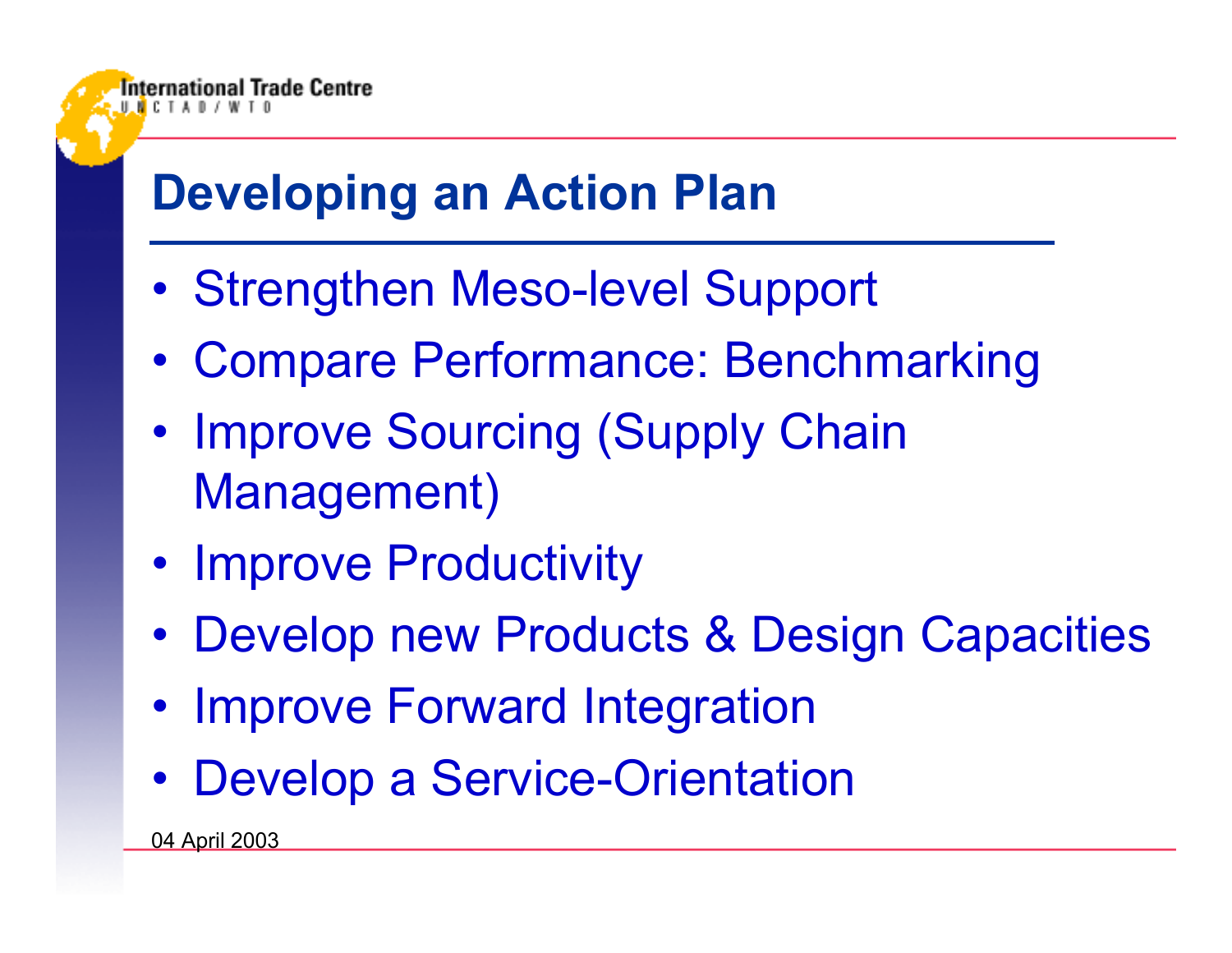# Developing an Action Plan

- Strengthen Meso-level Support
- Compare Performance: Benchmarking
- Improve Sourcing (Supply Chain Management)
- Improve Productivity
- Develop new Products & Design Capacities
- Improve Forward Integration
- Develop a Service-Orientation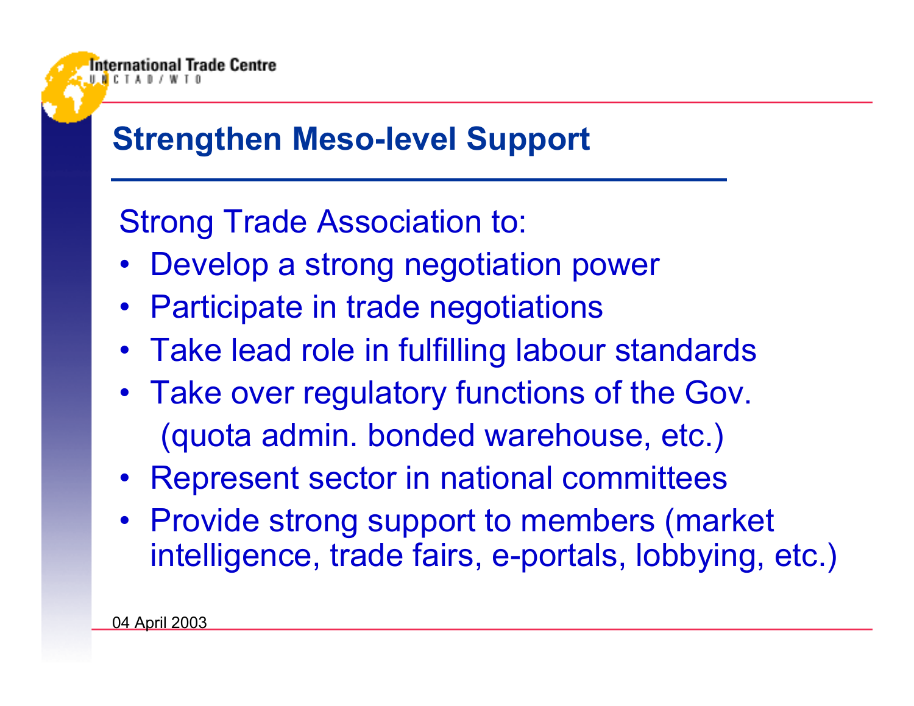## Strengthen Meso-level Support

Strong Trade Association to:

- Develop a strong negotiation power
- Participate in trade negotiations
- Take lead role in fulfilling labour standards
- Take over regulatory functions of the Gov. (quota admin. bonded warehouse, etc.)
- Represent sector in national committees
- Provide strong support to members (market intelligence, trade fairs, e-portals, lobbying, etc.)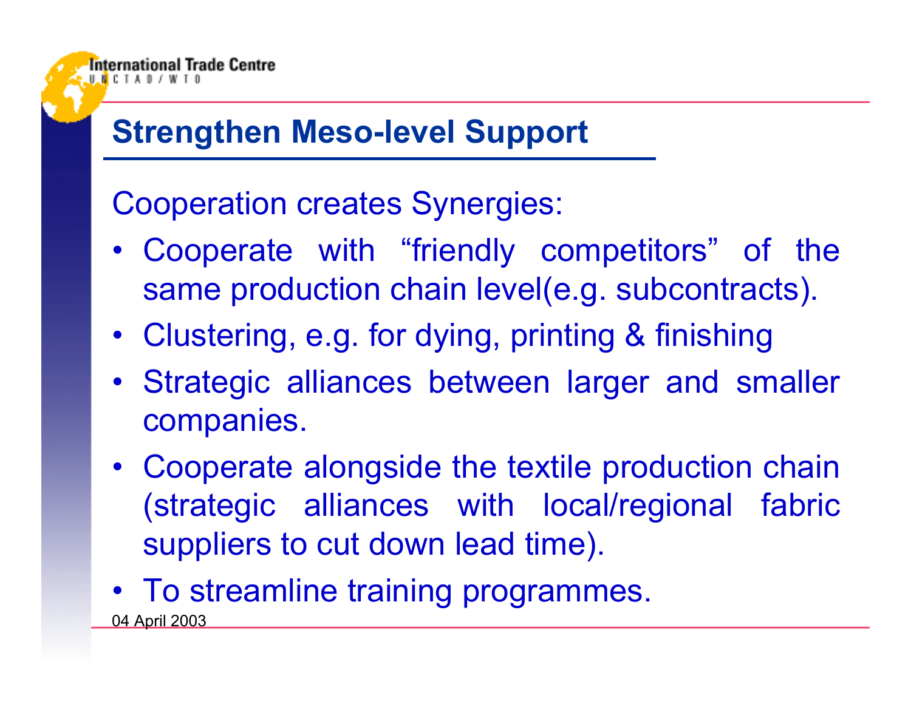## Strengthen Meso-level Support

Cooperation creates Synergies:

- Cooperate with “friendly competitors” of the same production chain level(e.g. subcontracts).
- Clustering, e.g. for dying, printing & finishing
- Strategic alliances between larger and smaller companies.
- Cooperate alongside the textile production chain (strategic alliances with local/regional fabric suppliers to cut down lead time).
- To streamline training programmes.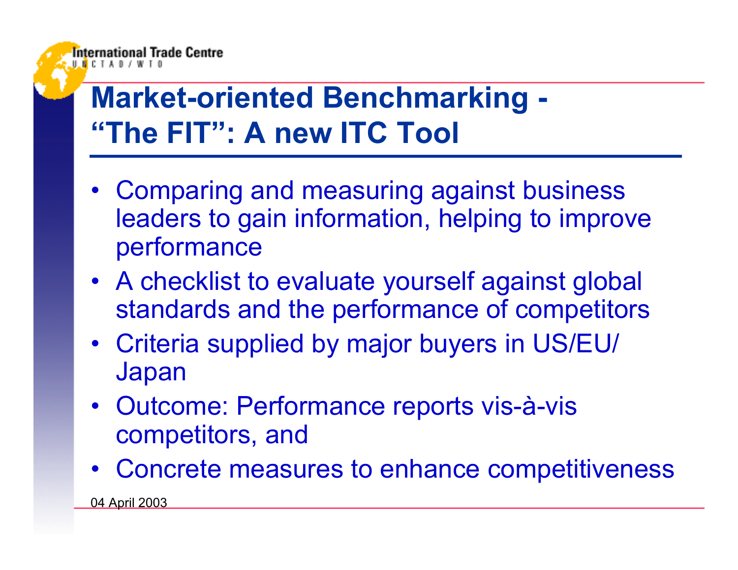# Market-oriented Benchmarking - "The FIT": A new ITC Tool

- Comparing and measuring against business leaders to gain information, helping to improve performance
- A checklist to evaluate yourself against global standards and the performance of competitors
- Criteria supplied by major buyers in US/EU/ Japan
- Outcome: Performance reports vis-à-vis competitors, and
- Concrete measures to enhance competitiveness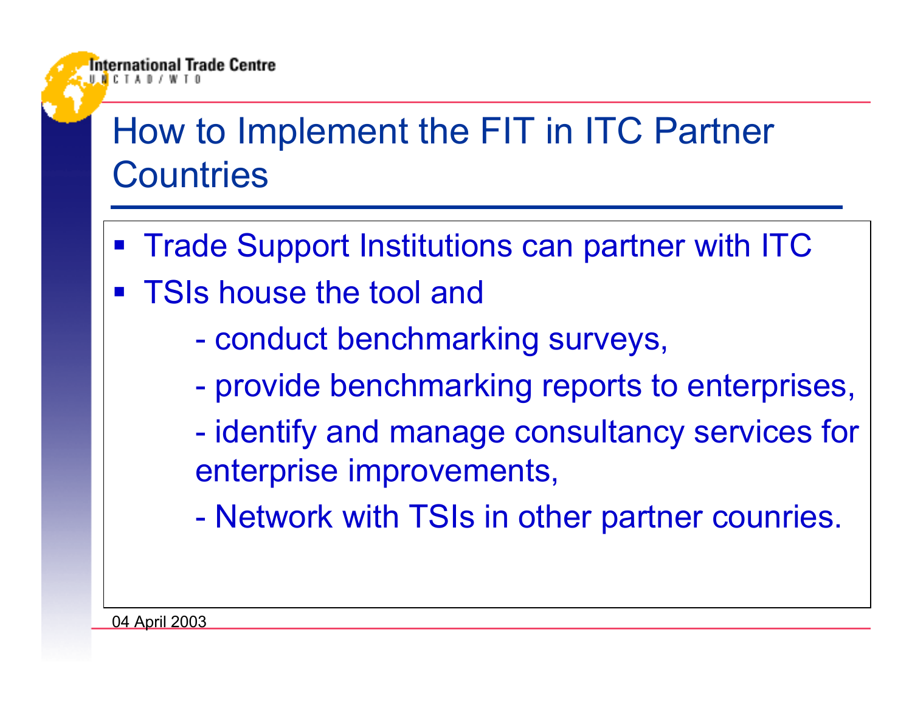# How to Implement the FIT in ITC Partner Countries

- Trade Support Institutions can partner with ITC
- TSIs house the tool and
  - conduct benchmarking surveys,
  - provide benchmarking reports to enterprises,
  - identify and manage consultancy services for enterprise improvements,
  - Network with TSIs in other partner counries.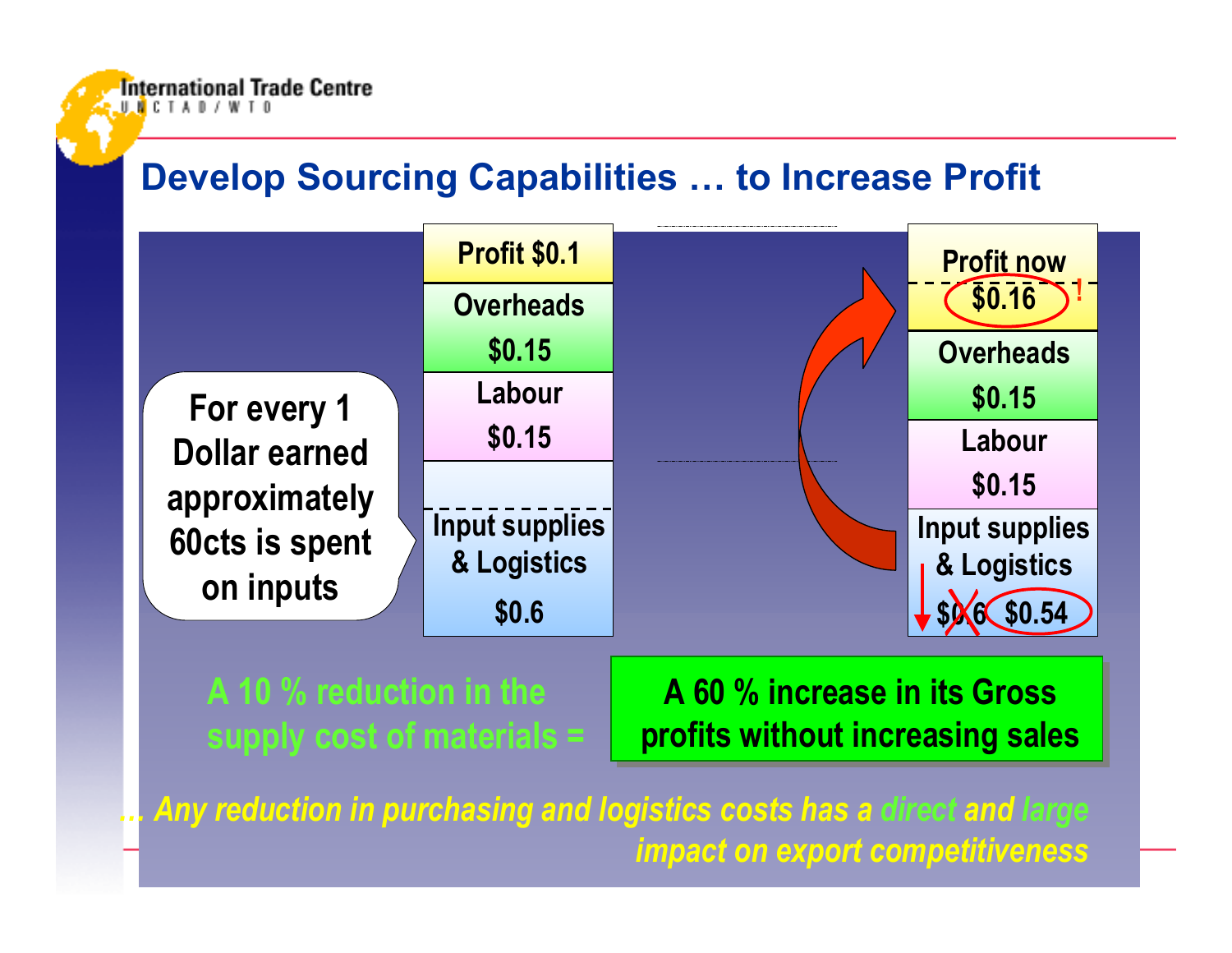## Develop Sourcing Capabilities … to Increase Profit

For every 1 Dollar earned approximately 60cts is spent on inputs

Profit $0.1

Overheads $0.15

Labour $0.15

Input supplies & Logistics $0.6

Profit now $0.16 !

Overheads $0.15

Labour $0.15

Input supplies & Logistics $0.6 $0.54

A 10 % reduction in the supply cost of materials =

**A 60 % increase in its Gross profits without increasing sales**

*… Any reduction in purchasing and logistics costs has a direct and large impact on export competitiveness*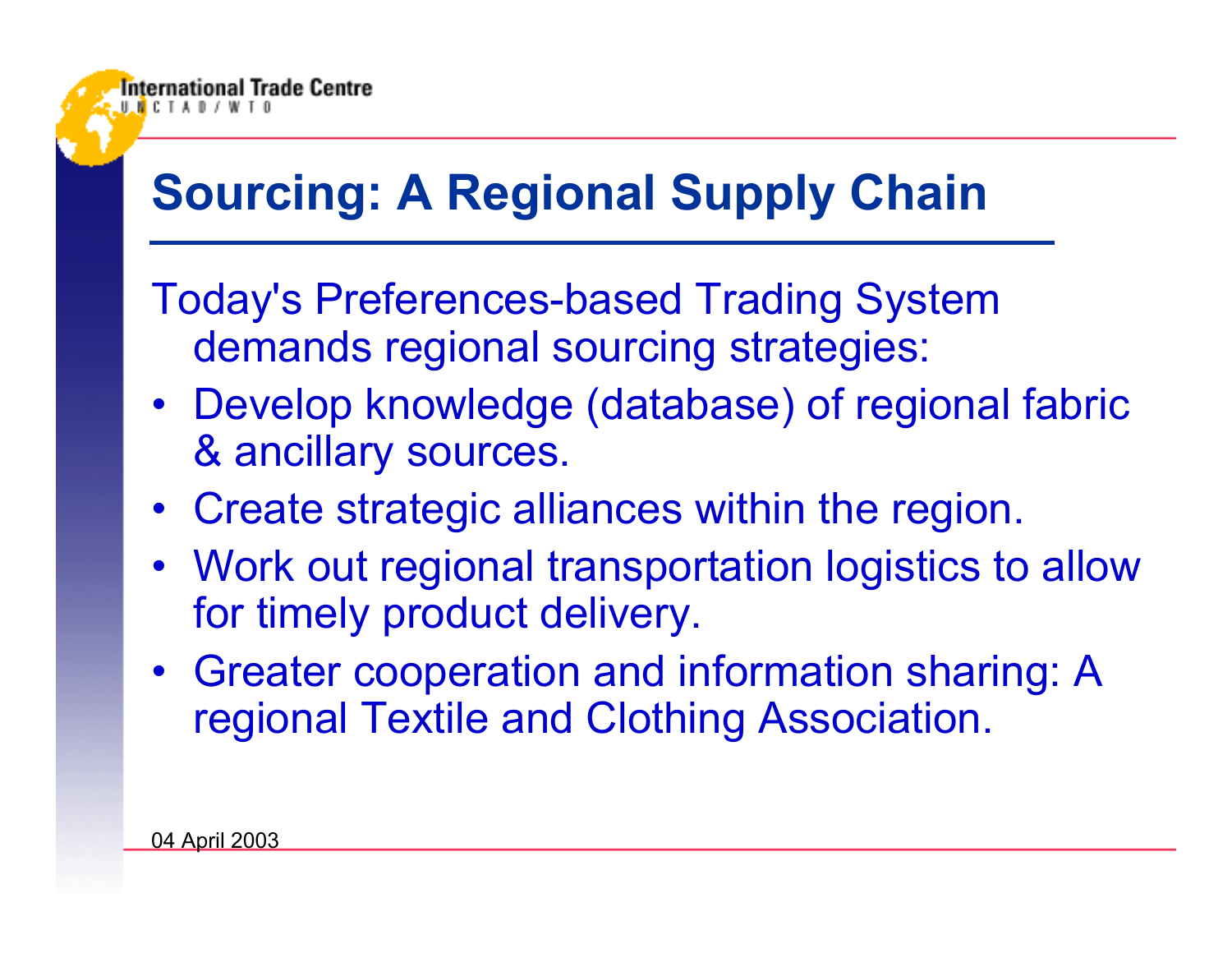# Sourcing: A Regional Supply Chain

Today's Preferences-based Trading System demands regional sourcing strategies:

- Develop knowledge (database) of regional fabric & ancillary sources.
- Create strategic alliances within the region.
- Work out regional transportation logistics to allow for timely product delivery.
- Greater cooperation and information sharing: A regional Textile and Clothing Association.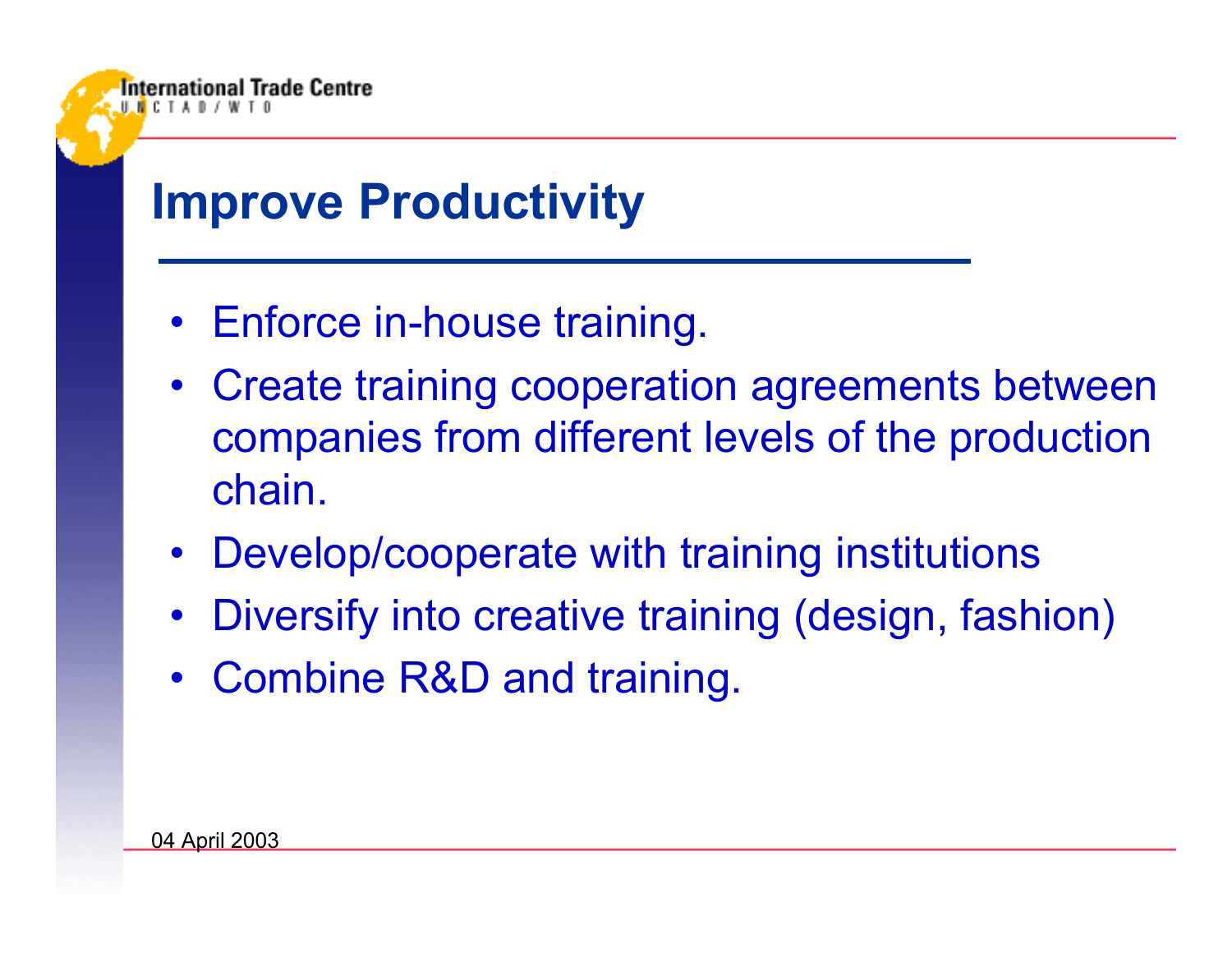# Improve Productivity

- Enforce in-house training.
- Create training cooperation agreements between companies from different levels of the production chain.
- Develop/cooperate with training institutions
- Diversify into creative training (design, fashion)
- Combine R&D and training.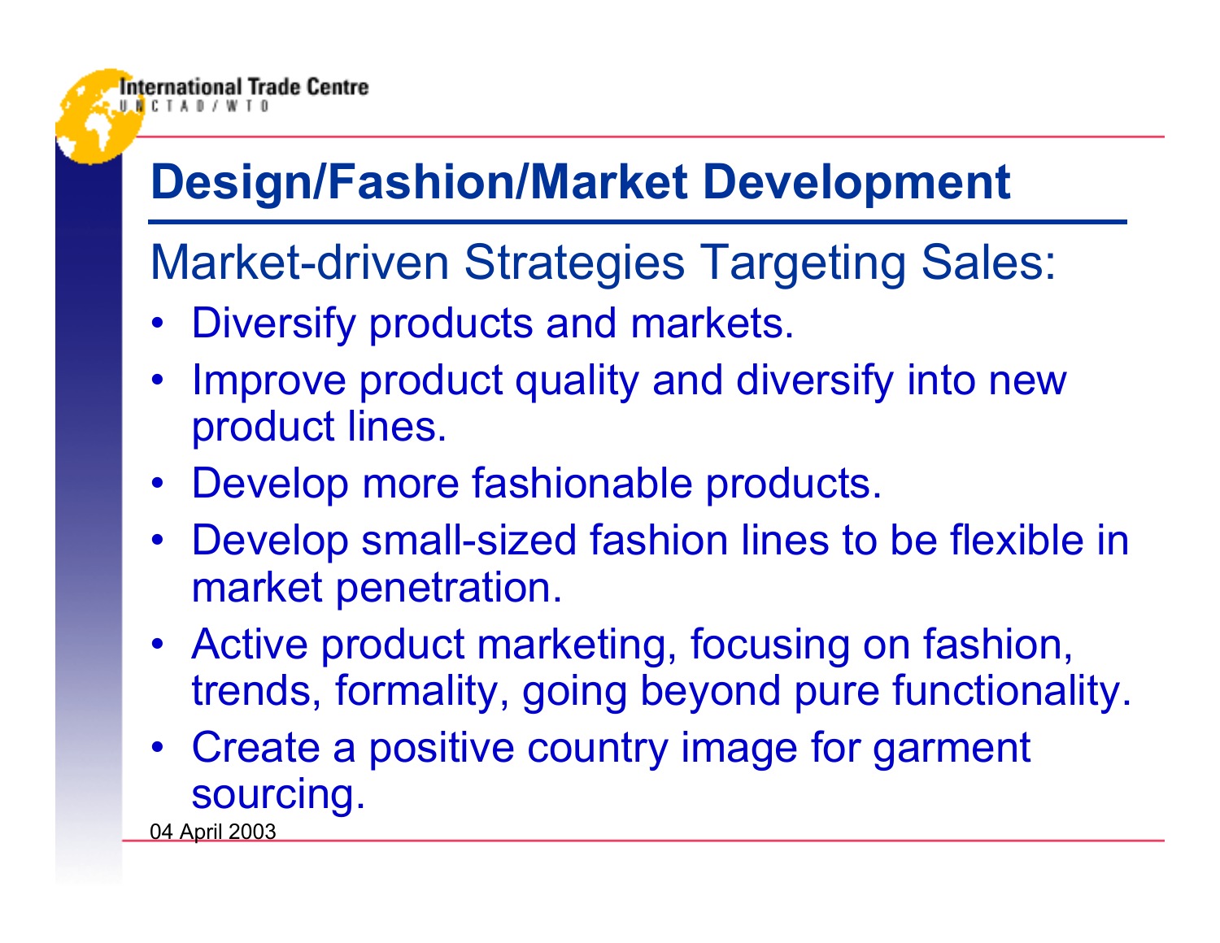# Design/Fashion/Market Development

Market-driven Strategies Targeting Sales:

- Diversify products and markets.
- Improve product quality and diversify into new product lines.
- Develop more fashionable products.
- Develop small-sized fashion lines to be flexible in market penetration.
- Active product marketing, focusing on fashion, trends, formality, going beyond pure functionality.
- Create a positive country image for garment sourcing.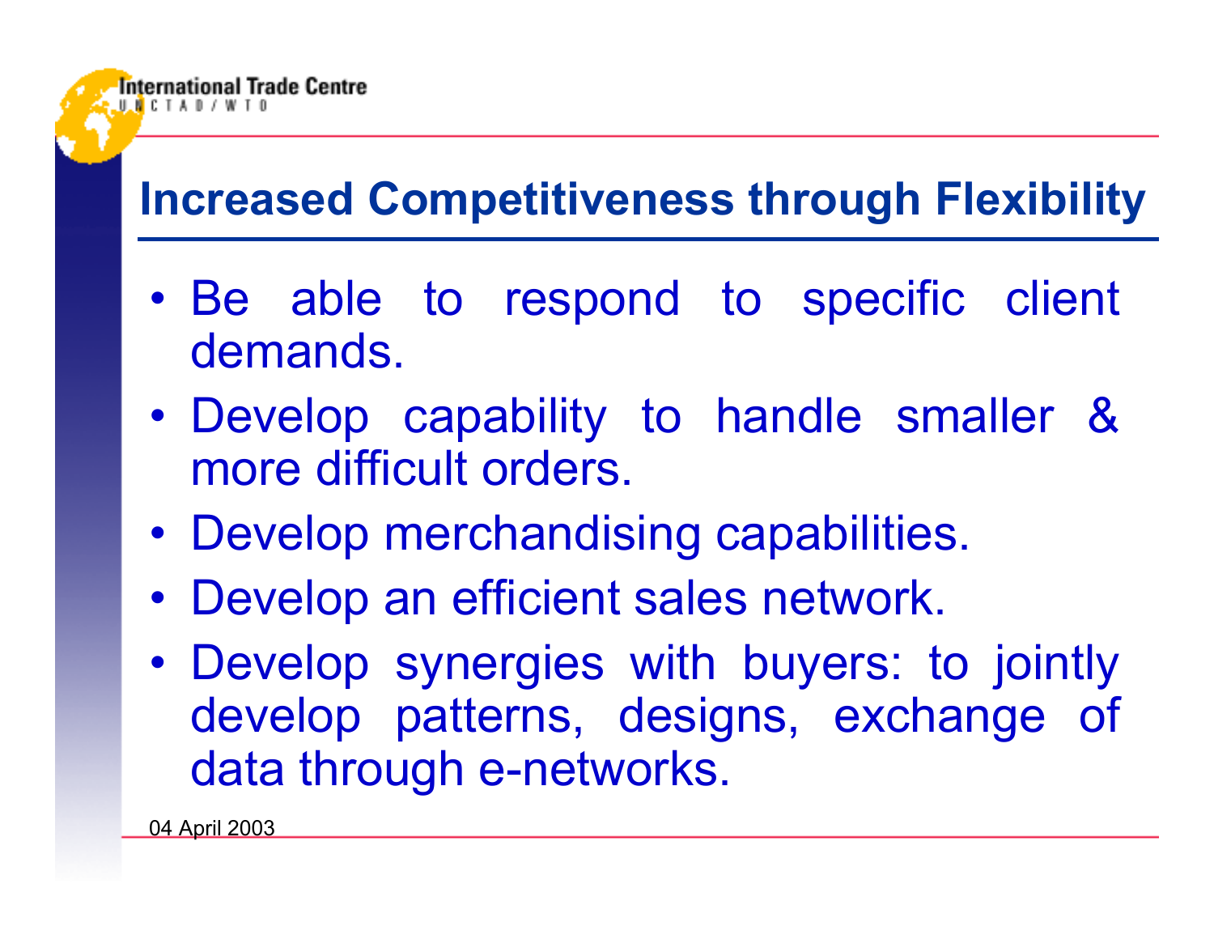## Increased Competitiveness through Flexibility

- Be able to respond to specific client demands.
- Develop capability to handle smaller & more difficult orders.
- Develop merchandising capabilities.
- Develop an efficient sales network.
- Develop synergies with buyers: to jointly develop patterns, designs, exchange of data through e-networks.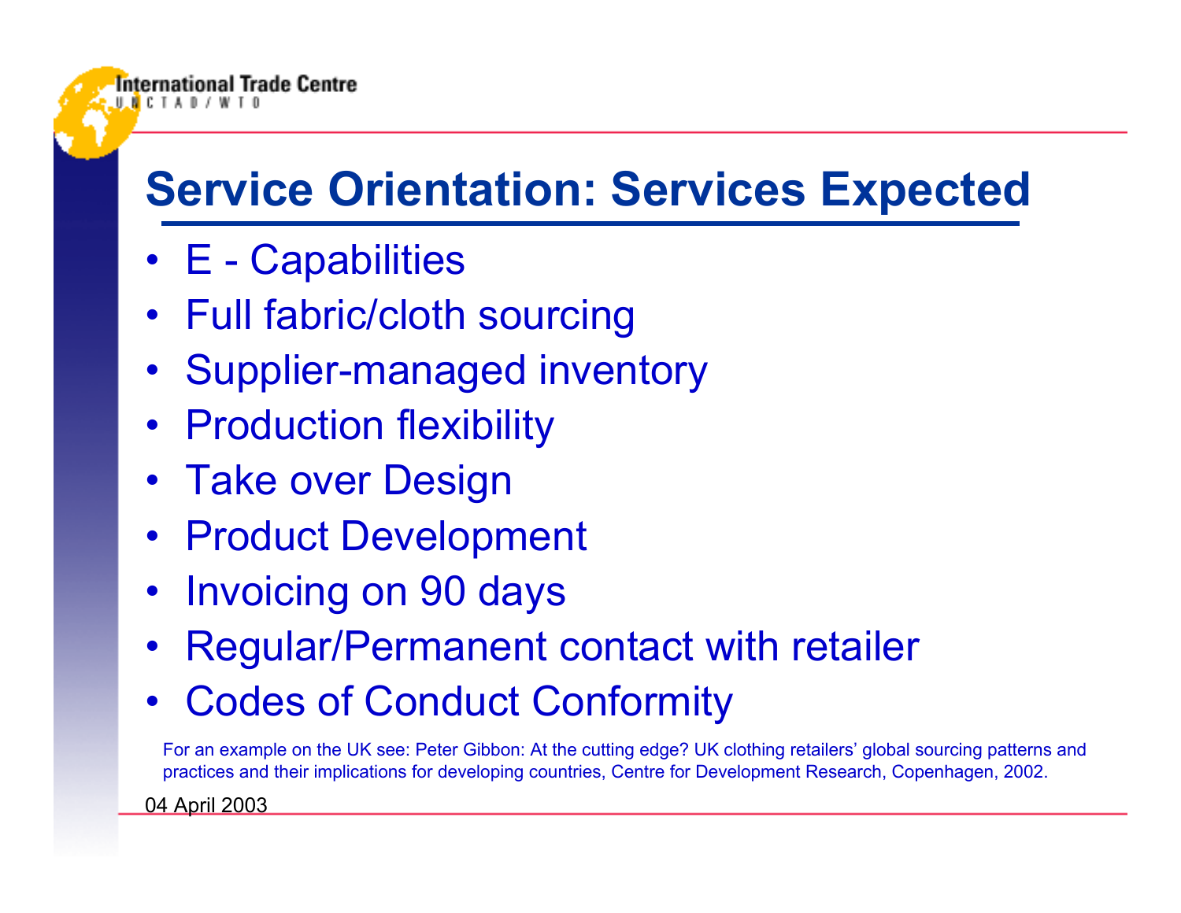# Service Orientation: Services Expected

- E - Capabilities
- Full fabric/cloth sourcing
- Supplier-managed inventory
- Production flexibility
- Take over Design
- Product Development
- Invoicing on 90 days
- Regular/Permanent contact with retailer
- Codes of Conduct Conformity

For an example on the UK see: Peter Gibbon: At the cutting edge? UK clothing retailers' global sourcing patterns and practices and their implications for developing countries, Centre for Development Research, Copenhagen, 2002.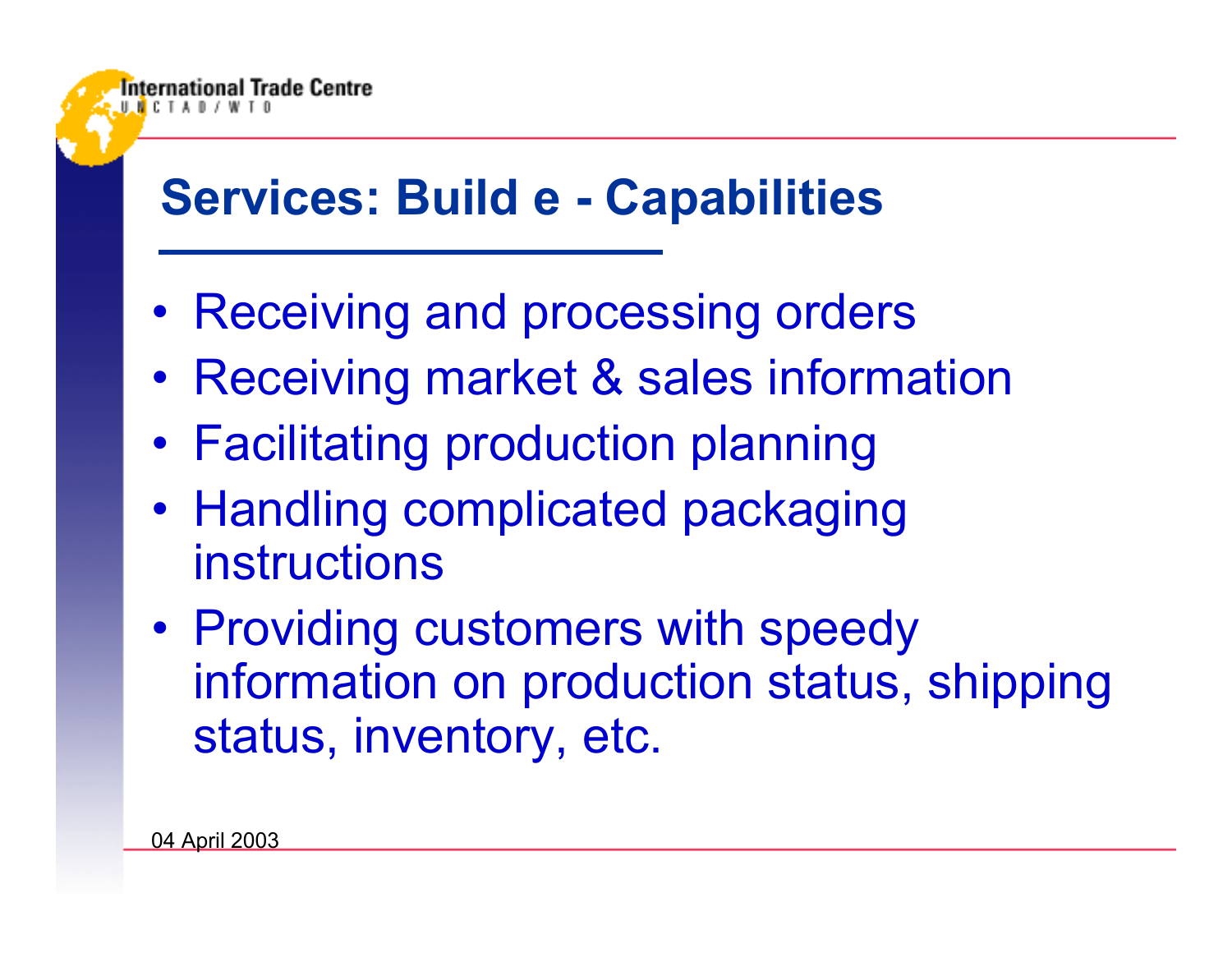## Services: Build e - Capabilities

- Receiving and processing orders
- Receiving market & sales information
- Facilitating production planning
- Handling complicated packaging instructions
- Providing customers with speedy information on production status, shipping status, inventory, etc.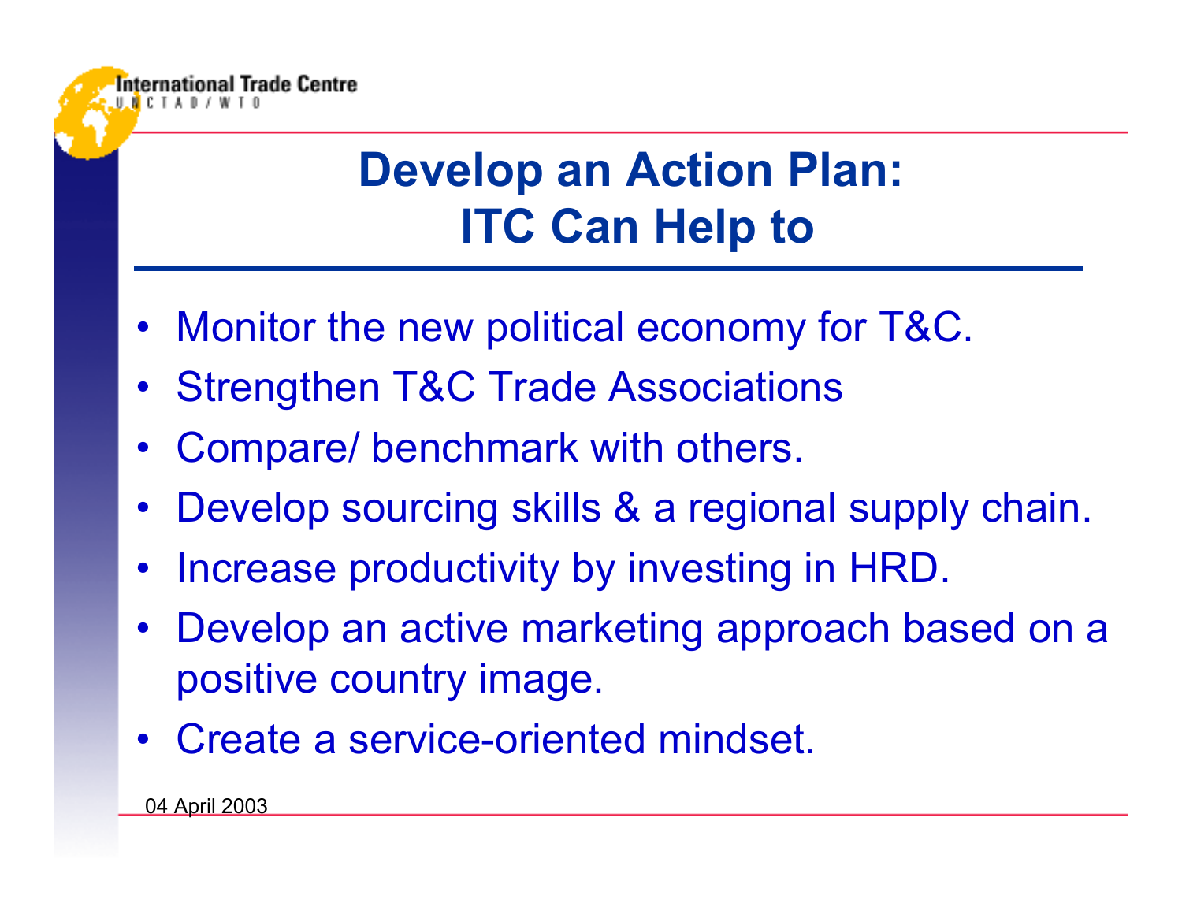# Develop an Action Plan: ITC Can Help to

- Monitor the new political economy for T&C.
- Strengthen T&C Trade Associations
- Compare/ benchmark with others.
- Develop sourcing skills & a regional supply chain.
- Increase productivity by investing in HRD.
- Develop an active marketing approach based on a positive country image.
- Create a service-oriented mindset.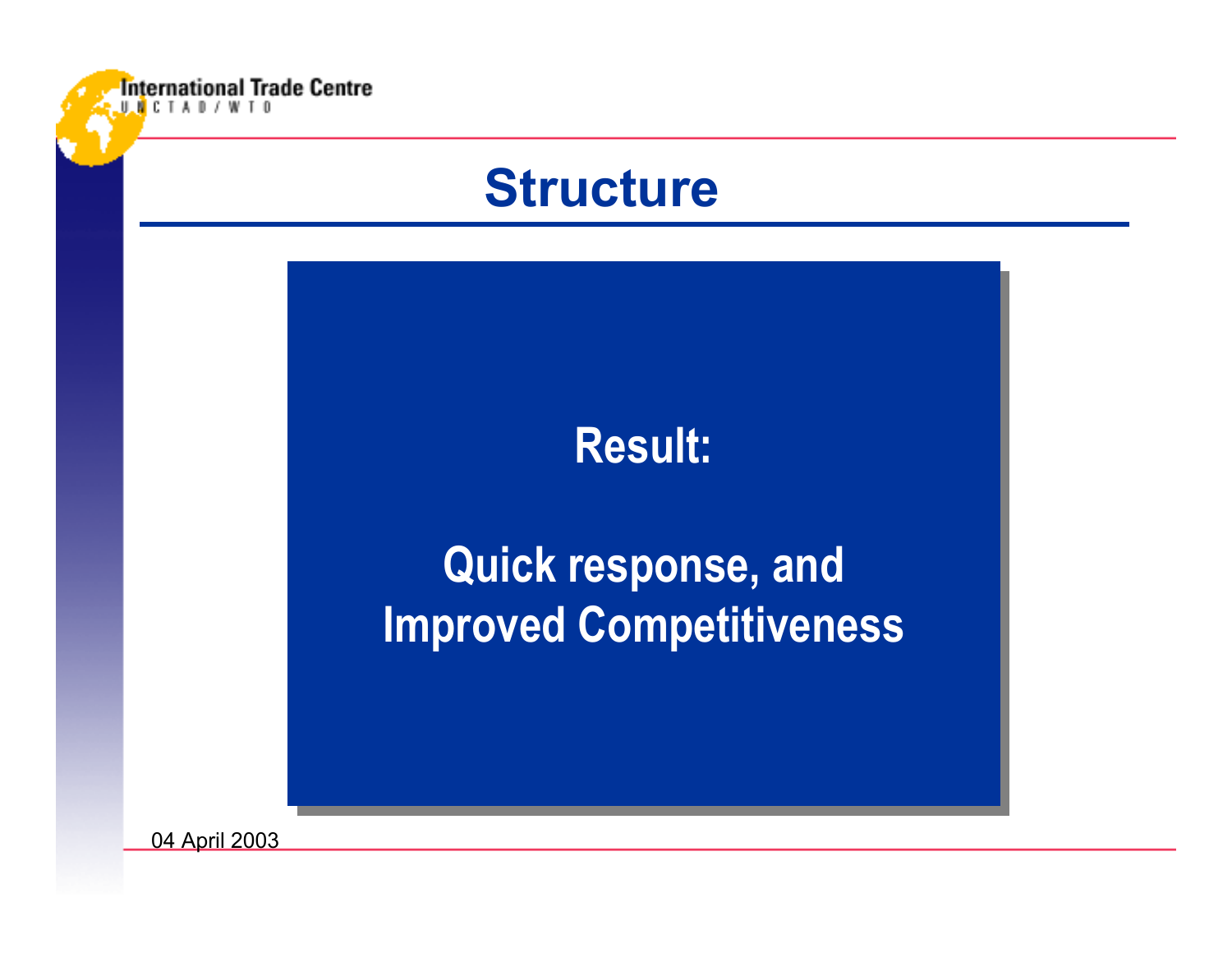# Structure

**Result:**

**Quick response, and Improved Competitiveness**